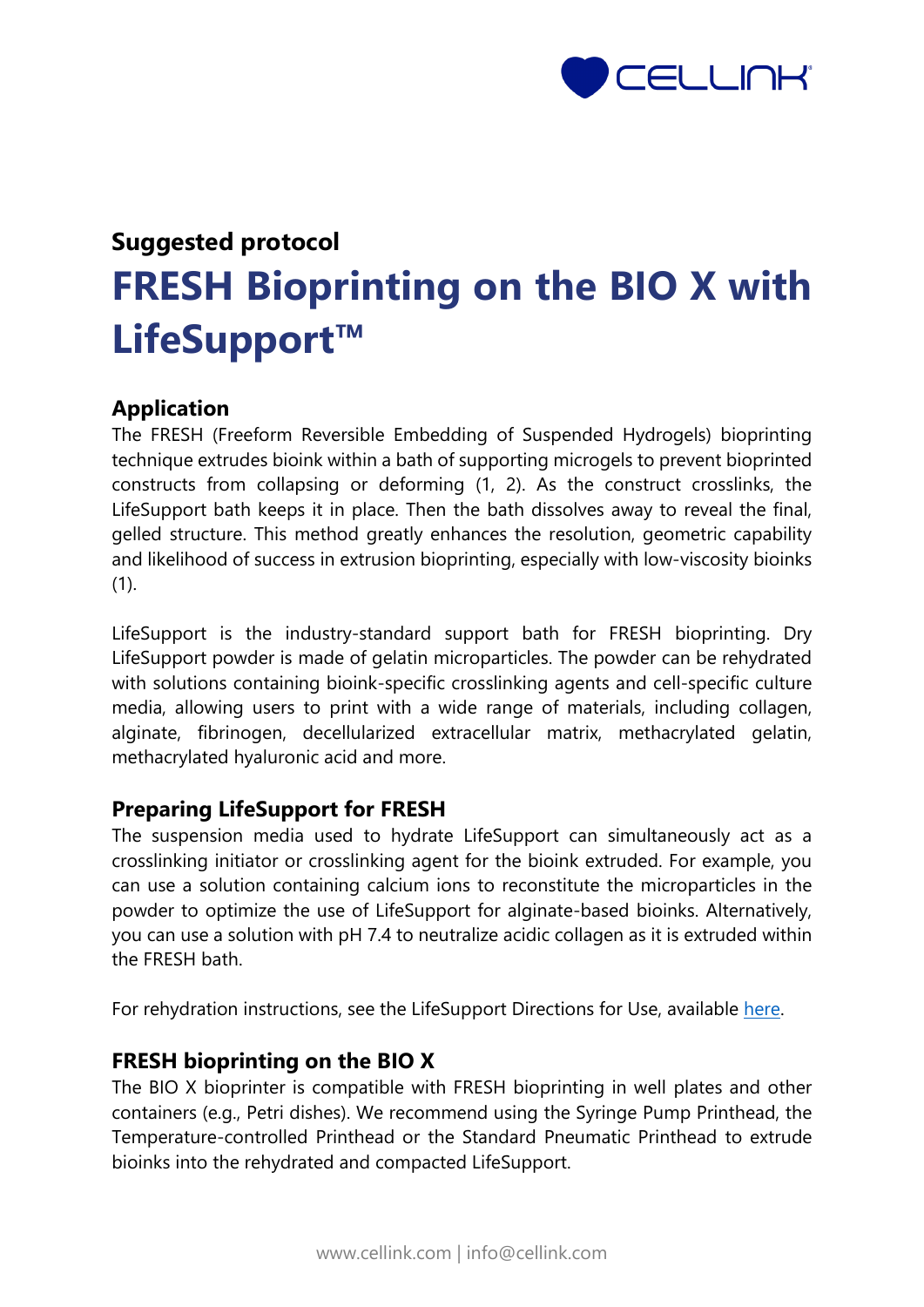Suggested protocol

# FRESH Bioprinting on the BIO X with LifeSupport™

## Application

The FRESH (Freeform Reversible Embedding of Suspended Hydrogels) bioprinting technique extrudes bioink within a bath of supporting microgels to prevent bioprinted constructs from collapsing or deforming (1, 2). As the construct crosslinks, the LifeSupport bath keeps it in place. Then the bath dissolves away to reveal the final, gelled structure. This method greatly enhances the resolution, geometric capability and likelihood of success in extrusion bioprinting, especially with low-viscosity bioinks (1).

LifeSupport is the industry-standard support bath for FRESH bioprinting. Dry LifeSupport powder is made of gelatin microparticles. The powder can be rehydrated with solutions containing bioink-specific crosslinking agents and cell-specific culture media, allowing users to print with a wide range of materials, including collagen, alginate, fibrinogen, decellularized extracellular matrix, methacrylated gelatin, methacrylated hyaluronic acid and more.

## Preparing LifeSupport for FRESH

The suspension media used to hydrate LifeSupport can simultaneously act as a crosslinking initiator or crosslinking agent for the bioink extruded. For example, you can use a solution containing calcium ions to reconstitute the microparticles in the powder to optimize the use of LifeSupport for alginate-based bioinks. Alternatively, you can use a solution with pH 7.4 to neutralize acidic collagen as it is extruded within the FRESH bath.

For rehydration instructions, see the LifeSupport Directions for Use, available here.

## FRESH bioprinting on the BIO X

The BIO X bioprinter is compatible with FRESH bioprinting in well plates and other containers (e.g., Petri dishes). We recommend using the Syringe Pump Printhead, the Temperature-controlled Printhead or the Standard Pneumatic Printhead to extrude bioinks into the rehydrated and compacted LifeSupport.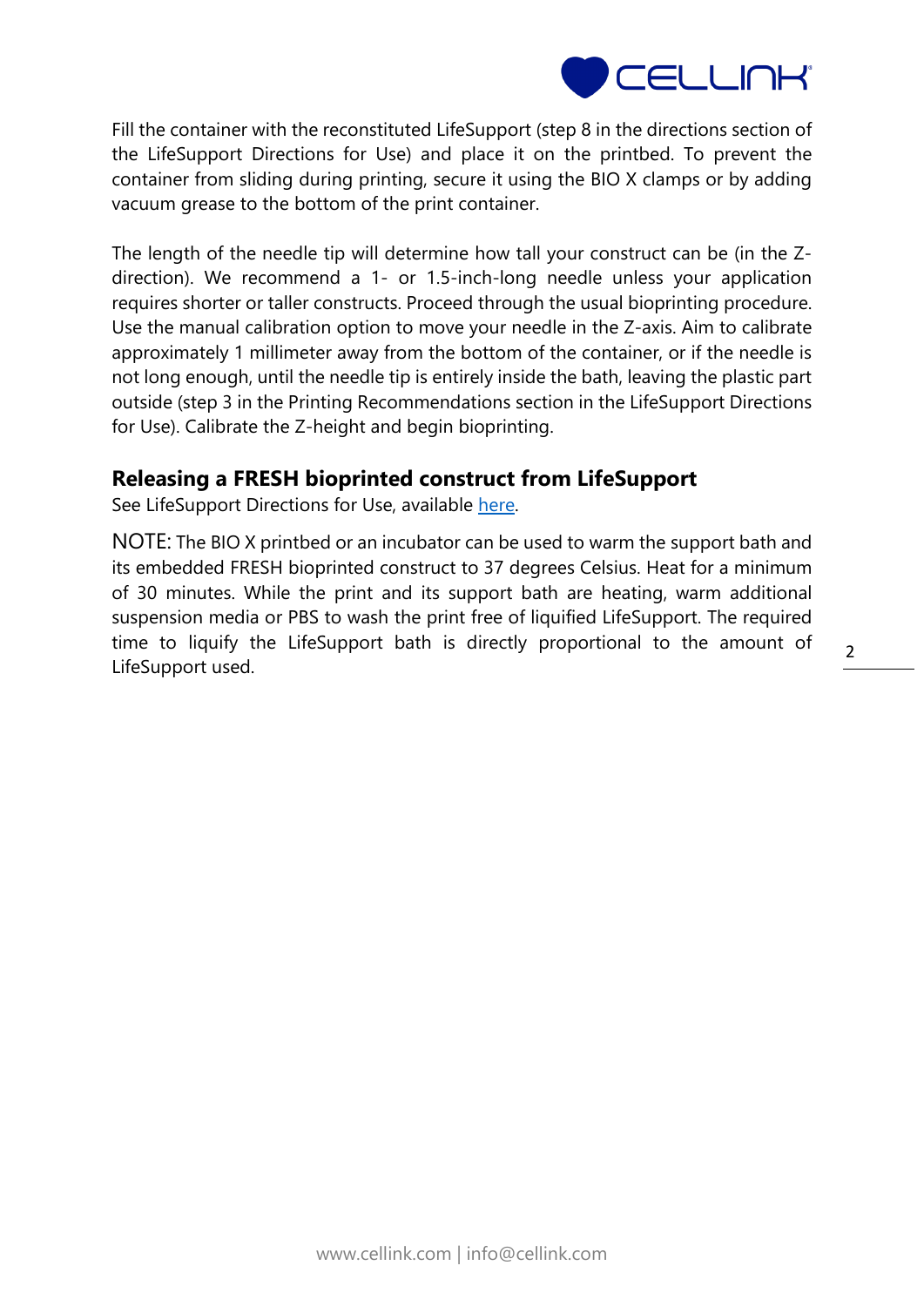Fill the container with the reconstituted LifeSupport (step 8 in the directions section of the LifeSupport Directions for Use) and place it on the printbed. To prevent the container from sliding during printing, secure it using the BIO X clamps or by adding vacuum grease to the bottom of the print container.

The length of the needle tip will determine how tall your construct can be (in the Z-direction). We recommend a 1- or 1.5-inch-long needle unless your application requires shorter or taller constructs. Proceed through the usual bioprinting procedure. Use the manual calibration option to move your needle in the Z-axis. Aim to calibrate approximately 1 millimeter away from the bottom of the container, or if the needle is not long enough, until the needle tip is entirely inside the bath, leaving the plastic part outside (step 3 in the Printing Recommendations section in the LifeSupport Directions for Use). Calibrate the Z-height and begin bioprinting.

## Releasing a FRESH bioprinted construct from LifeSupport

See LifeSupport Directions for Use, available [here].

NOTE: The BIO X printbed or an incubator can be used to warm the support bath and its embedded FRESH bioprinted construct to 37 degrees Celsius. Heat for a minimum of 30 minutes. While the print and its support bath are heating, warm additional suspension media or PBS to wash the print free of liquified LifeSupport. The required time to liquify the LifeSupport bath is directly proportional to the amount of LifeSupport used.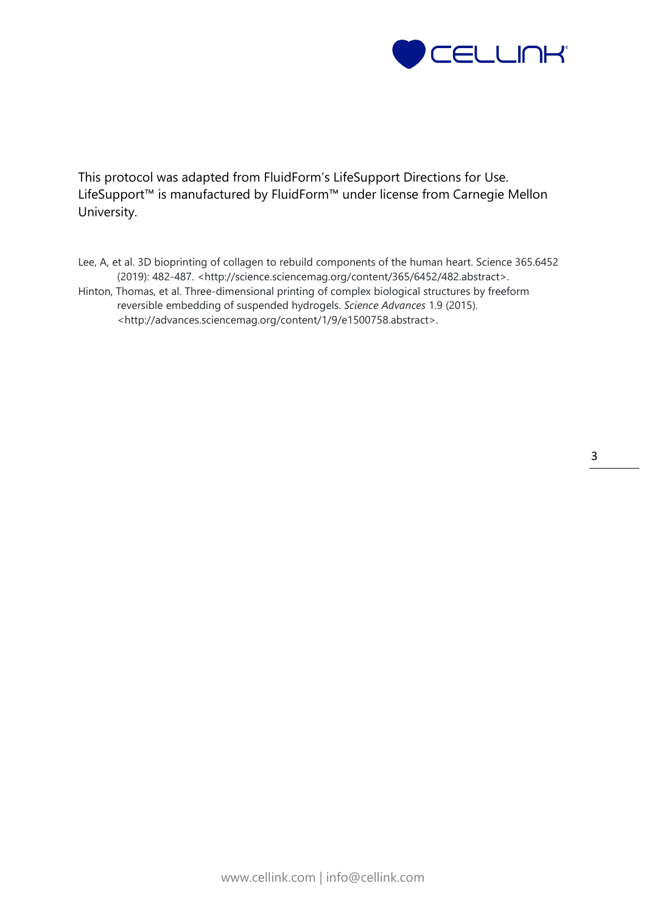This protocol was adapted from FluidForm's LifeSupport Directions for Use. LifeSupport™ is manufactured by FluidForm™ under license from Carnegie Mellon University.

Lee, A, et al. 3D bioprinting of collagen to rebuild components of the human heart. Science 365.6452 (2019): 482-487. <http://science.sciencemag.org/content/365/6452/482.abstract>.

Hinton, Thomas, et al. Three-dimensional printing of complex biological structures by freeform reversible embedding of suspended hydrogels. *Science Advances* 1.9 (2015). <http://advances.sciencemag.org/content/1/9/e1500758.abstract>.